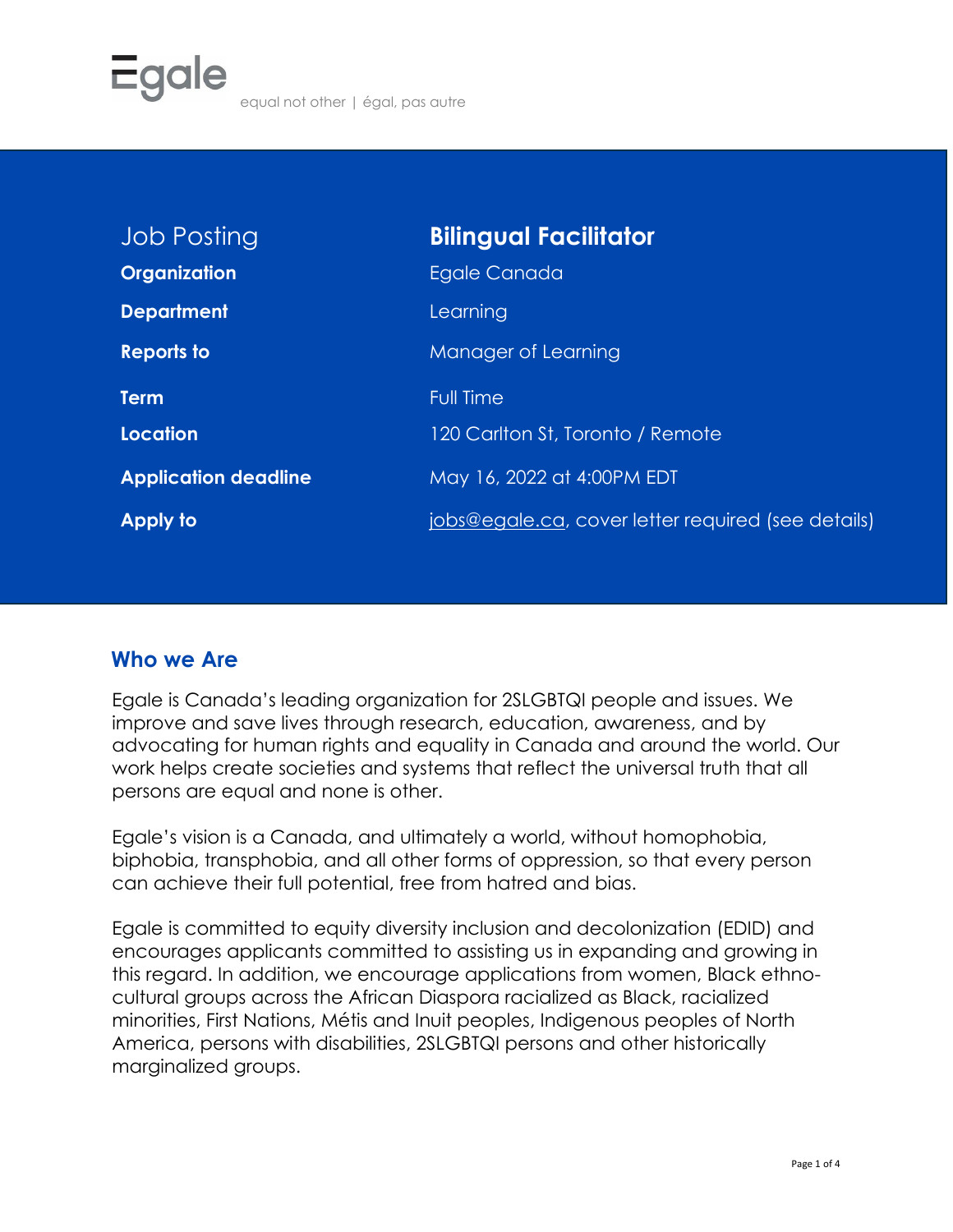Egale

equal not other | égal, pas autre

| Job Posting | **Bilingual Facilitator** |
| --- | --- |
| **Organization** | Egale Canada |
| **Department** | Learning |
| **Reports to** | Manager of Learning |
| **Term** | Full Time |
| **Location** | 120 Carlton St, Toronto / Remote |
| **Application deadline** | May 16, 2022 at 4:00PM EDT |
| **Apply to** | jobs@egale.ca, cover letter required (see details) |

## Who we Are

Egale is Canada's leading organization for 2SLGBTQI people and issues. We improve and save lives through research, education, awareness, and by advocating for human rights and equality in Canada and around the world. Our work helps create societies and systems that reflect the universal truth that all persons are equal and none is other.

Egale's vision is a Canada, and ultimately a world, without homophobia, biphobia, transphobia, and all other forms of oppression, so that every person can achieve their full potential, free from hatred and bias.

Egale is committed to equity diversity inclusion and decolonization (EDID) and encourages applicants committed to assisting us in expanding and growing in this regard. In addition, we encourage applications from women, Black ethno-cultural groups across the African Diaspora racialized as Black, racialized minorities, First Nations, Métis and Inuit peoples, Indigenous peoples of North America, persons with disabilities, 2SLGBTQI persons and other historically marginalized groups.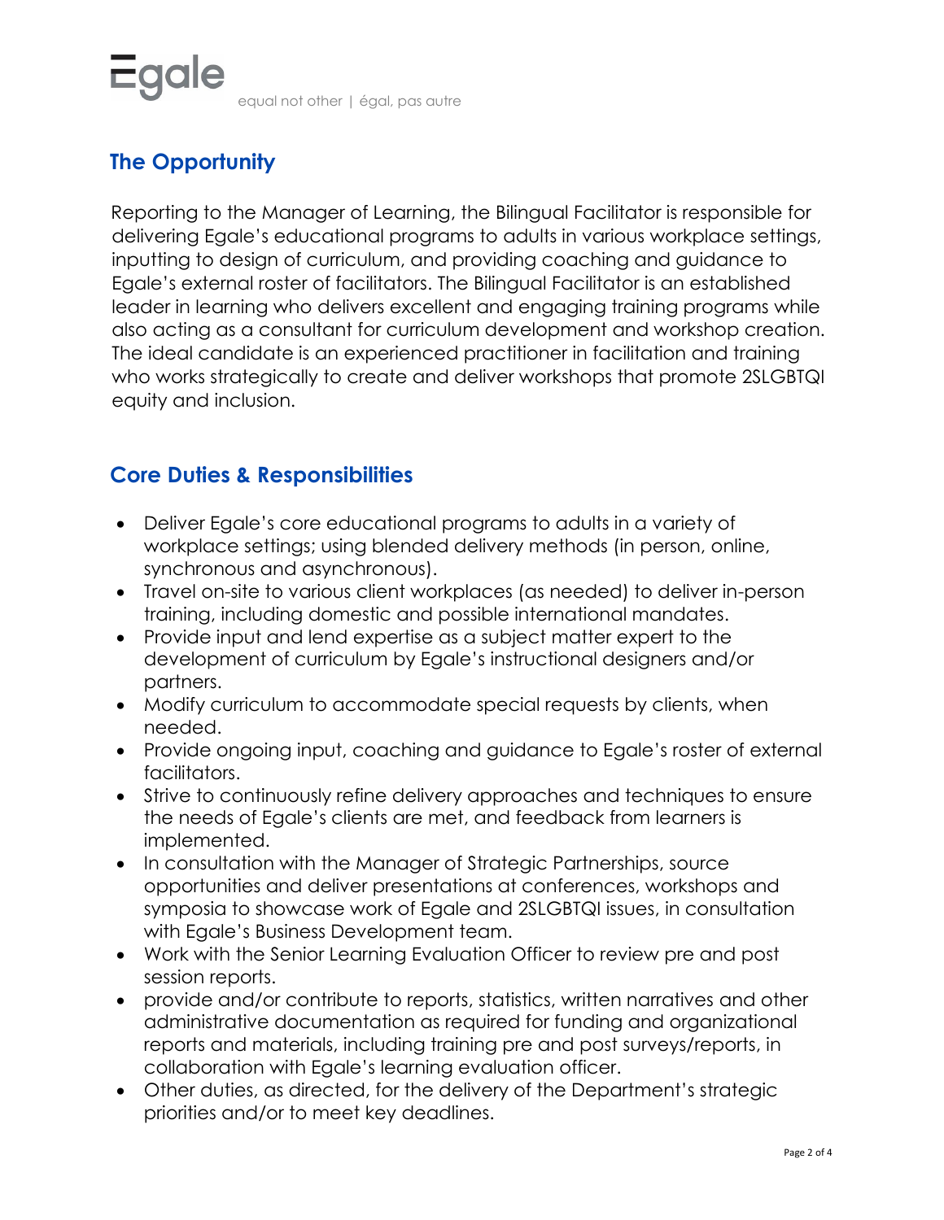## The Opportunity

Reporting to the Manager of Learning, the Bilingual Facilitator is responsible for delivering Egale's educational programs to adults in various workplace settings, inputting to design of curriculum, and providing coaching and guidance to Egale's external roster of facilitators. The Bilingual Facilitator is an established leader in learning who delivers excellent and engaging training programs while also acting as a consultant for curriculum development and workshop creation. The ideal candidate is an experienced practitioner in facilitation and training who works strategically to create and deliver workshops that promote 2SLGBTQI equity and inclusion.

## Core Duties & Responsibilities

- Deliver Egale's core educational programs to adults in a variety of workplace settings; using blended delivery methods (in person, online, synchronous and asynchronous).
- Travel on-site to various client workplaces (as needed) to deliver in-person training, including domestic and possible international mandates.
- Provide input and lend expertise as a subject matter expert to the development of curriculum by Egale's instructional designers and/or partners.
- Modify curriculum to accommodate special requests by clients, when needed.
- Provide ongoing input, coaching and guidance to Egale's roster of external facilitators.
- Strive to continuously refine delivery approaches and techniques to ensure the needs of Egale's clients are met, and feedback from learners is implemented.
- In consultation with the Manager of Strategic Partnerships, source opportunities and deliver presentations at conferences, workshops and symposia to showcase work of Egale and 2SLGBTQI issues, in consultation with Egale's Business Development team.
- Work with the Senior Learning Evaluation Officer to review pre and post session reports.
- provide and/or contribute to reports, statistics, written narratives and other administrative documentation as required for funding and organizational reports and materials, including training pre and post surveys/reports, in collaboration with Egale's learning evaluation officer.
- Other duties, as directed, for the delivery of the Department's strategic priorities and/or to meet key deadlines.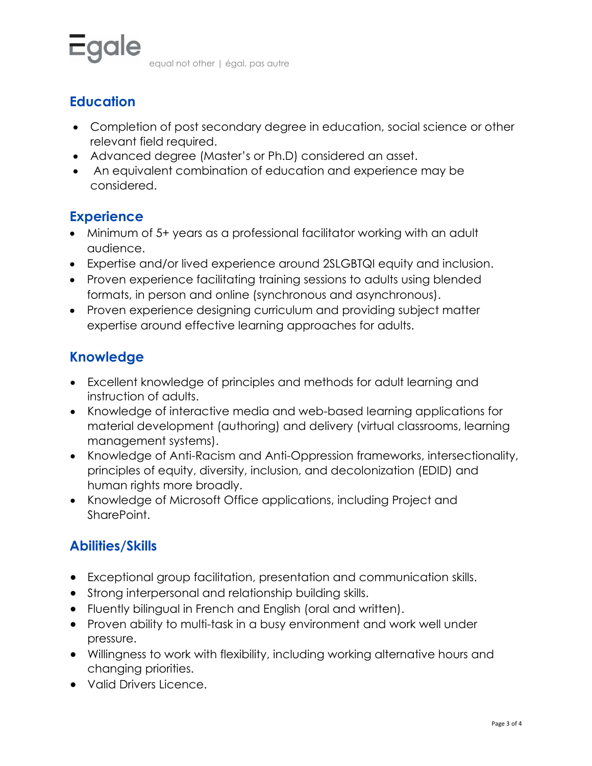## Education

- Completion of post secondary degree in education, social science or other relevant field required.
- Advanced degree (Master's or Ph.D) considered an asset.
- An equivalent combination of education and experience may be considered.

## Experience

- Minimum of 5+ years as a professional facilitator working with an adult audience.
- Expertise and/or lived experience around 2SLGBTQI equity and inclusion.
- Proven experience facilitating training sessions to adults using blended formats, in person and online (synchronous and asynchronous).
- Proven experience designing curriculum and providing subject matter expertise around effective learning approaches for adults.

## Knowledge

- Excellent knowledge of principles and methods for adult learning and instruction of adults.
- Knowledge of interactive media and web-based learning applications for material development (authoring) and delivery (virtual classrooms, learning management systems).
- Knowledge of Anti-Racism and Anti-Oppression frameworks, intersectionality, principles of equity, diversity, inclusion, and decolonization (EDID) and human rights more broadly.
- Knowledge of Microsoft Office applications, including Project and SharePoint.

## Abilities/Skills

- Exceptional group facilitation, presentation and communication skills.
- Strong interpersonal and relationship building skills.
- Fluently bilingual in French and English (oral and written).
- Proven ability to multi-task in a busy environment and work well under pressure.
- Willingness to work with flexibility, including working alternative hours and changing priorities.
- Valid Drivers Licence.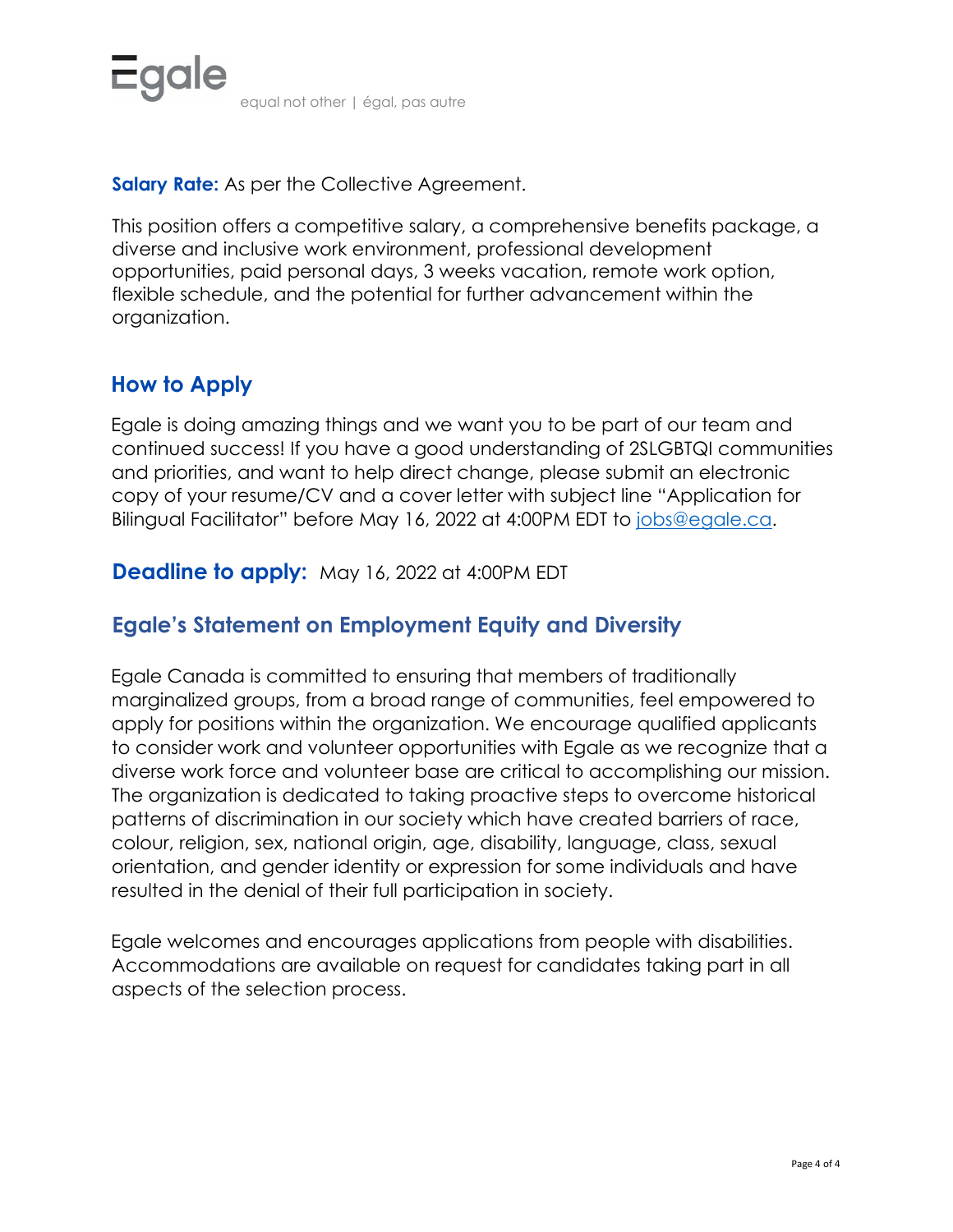**Salary Rate:** As per the Collective Agreement.

This position offers a competitive salary, a comprehensive benefits package, a diverse and inclusive work environment, professional development opportunities, paid personal days, 3 weeks vacation, remote work option, flexible schedule, and the potential for further advancement within the organization.

## How to Apply

Egale is doing amazing things and we want you to be part of our team and continued success! If you have a good understanding of 2SLGBTQI communities and priorities, and want to help direct change, please submit an electronic copy of your resume/CV and a cover letter with subject line "Application for Bilingual Facilitator" before May 16, 2022 at 4:00PM EDT to jobs@egale.ca.

**Deadline to apply:** May 16, 2022 at 4:00PM EDT

## Egale's Statement on Employment Equity and Diversity

Egale Canada is committed to ensuring that members of traditionally marginalized groups, from a broad range of communities, feel empowered to apply for positions within the organization. We encourage qualified applicants to consider work and volunteer opportunities with Egale as we recognize that a diverse work force and volunteer base are critical to accomplishing our mission. The organization is dedicated to taking proactive steps to overcome historical patterns of discrimination in our society which have created barriers of race, colour, religion, sex, national origin, age, disability, language, class, sexual orientation, and gender identity or expression for some individuals and have resulted in the denial of their full participation in society.

Egale welcomes and encourages applications from people with disabilities. Accommodations are available on request for candidates taking part in all aspects of the selection process.